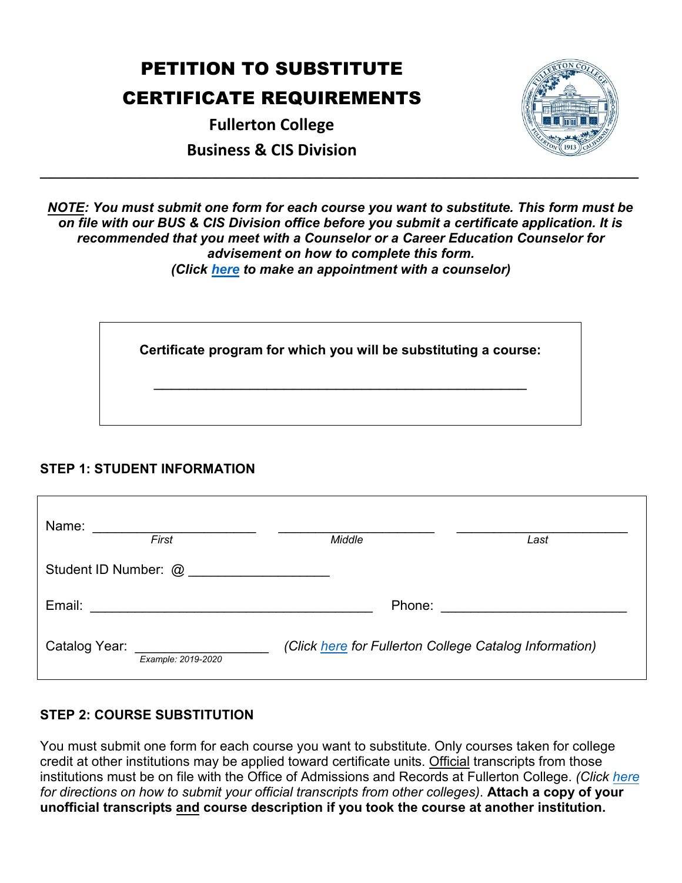# PETITION TO SUBSTITUTE CERTIFICATE REQUIREMENTS

**Fullerton College**

**Business & CIS Division**

---

***NOTE**: You must submit one form for each course you want to substitute. This form must be on file with our BUS & CIS Division office before you submit a certificate application. It is recommended that you meet with a Counselor or a Career Education Counselor for advisement on how to complete this form.*

***(Click here to make an appointment with a counselor)***

**Certificate program for which you will be substituting a course:**

_______________________________________________

## STEP 1: STUDENT INFORMATION

Name: ____________________ ____________________ ____________________
*First* *Middle* *Last*

Student ID Number: @ ________________

Email: ________________________________ Phone: ______________________

Catalog Year: ________________ *(Click here for Fullerton College Catalog Information)*
*Example: 2019-2020*

## STEP 2: COURSE SUBSTITUTION

You must submit one form for each course you want to substitute. Only courses taken for college credit at other institutions may be applied toward certificate units. Official transcripts from those institutions must be on file with the Office of Admissions and Records at Fullerton College. *(Click here for directions on how to submit your official transcripts from other colleges)*. **Attach a copy of your unofficial transcripts and course description if you took the course at another institution.**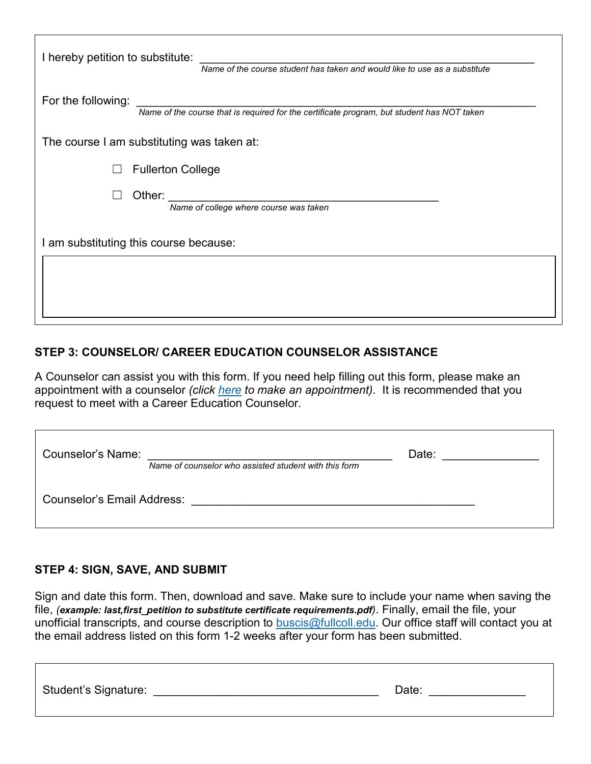I hereby petition to substitute: ______________________________________________________

*Name of the course student has taken and would like to use as a substitute*

For the following: ______________________________________________________

*Name of the course that is required for the certificate program, but student has NOT taken*

The course I am substituting was taken at:

☐ Fullerton College

☐ Other: ____________________________________________

*Name of college where course was taken*

I am substituting this course because:

|  |
|---|
|  |

### STEP 3: COUNSELOR/ CAREER EDUCATION COUNSELOR ASSISTANCE

A Counselor can assist you with this form. If you need help filling out this form, please make an appointment with a counselor *(click here to make an appointment)*. It is recommended that you request to meet with a Career Education Counselor.

Counselor's Name: ________________________________________ Date: _______________

*Name of counselor who assisted student with this form*

Counselor's Email Address: ______________________________________________

### STEP 4: SIGN, SAVE, AND SUBMIT

Sign and date this form. Then, download and save. Make sure to include your name when saving the file, *(**example: last,first_petition to substitute certificate requirements.pdf**)*. Finally, email the file, your unofficial transcripts, and course description to buscis@fullcoll.edu. Our office staff will contact you at the email address listed on this form 1-2 weeks after your form has been submitted.

Student's Signature: ____________________________________ Date: _______________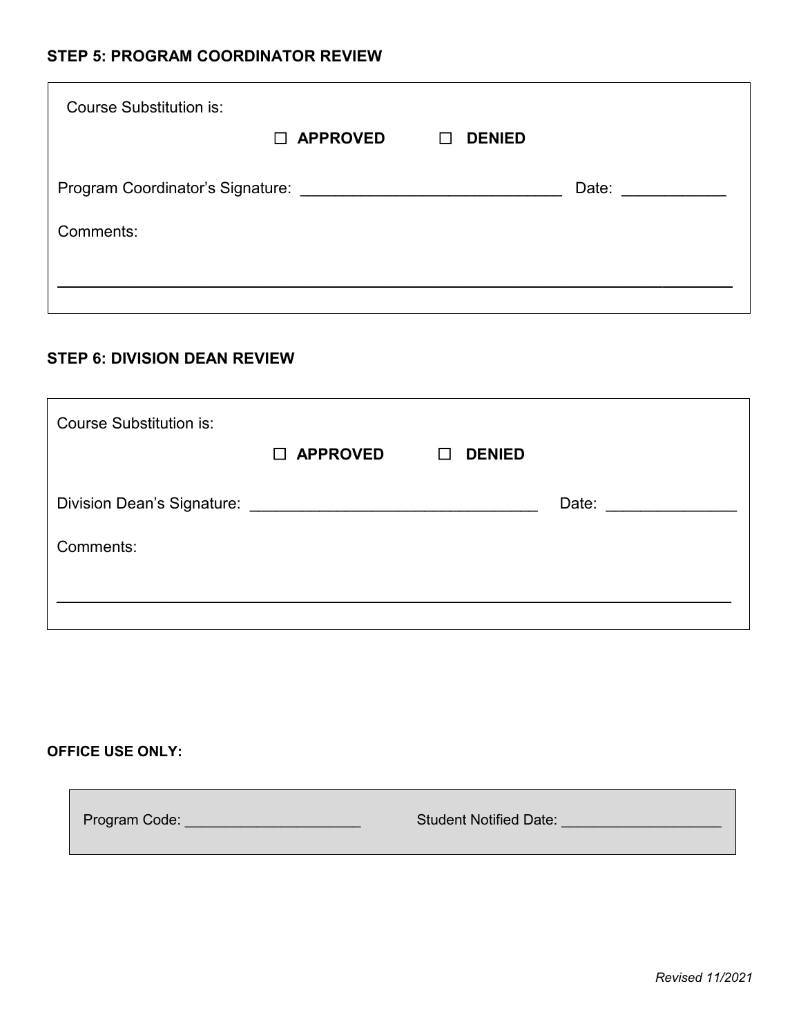### STEP 5: PROGRAM COORDINATOR REVIEW

Course Substitution is:

☐ **APPROVED** ☐ **DENIED**

Program Coordinator's Signature: ______________________________ Date: ___________

Comments:

_______________________________________________________________________________

### STEP 6: DIVISION DEAN REVIEW

Course Substitution is:

☐ **APPROVED** ☐ **DENIED**

Division Dean's Signature: _________________________________ Date: _______________

Comments:

_______________________________________________________________________________

**OFFICE USE ONLY:**

Program Code: ______________________ Student Notified Date: ____________________

*Revised 11/2021*